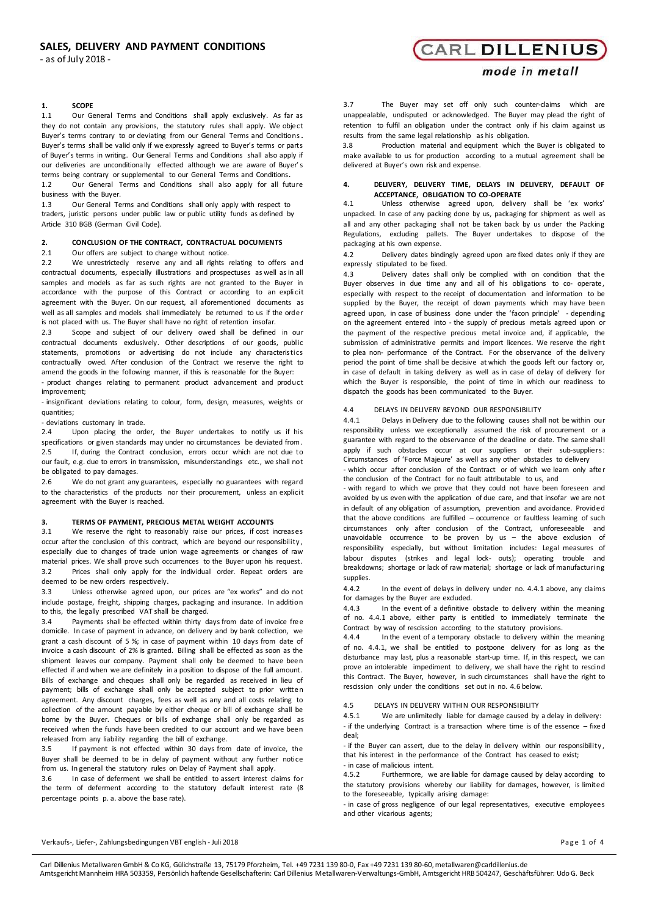# SALES, DELIVERY AND PAYMENT CONDITIONS

- as of July 2018 -

CARL DILLENIUS
*mode in metall*

## 1. SCOPE

1.1 Our General Terms and Conditions shall apply exclusively. As far as they do not contain any provisions, the statutory rules shall apply. We object Buyer's terms contrary to or deviating from our General Terms and Conditions. Buyer's terms shall be valid only if we expressly agreed to Buyer's terms or parts of Buyer's terms in writing. Our General Terms and Conditions shall also apply if our deliveries are unconditionally effected although we are aware of Buyer's terms being contrary or supplemental to our General Terms and Conditions.

1.2 Our General Terms and Conditions shall also apply for all future business with the Buyer.

1.3 Our General Terms and Conditions shall only apply with respect to traders, juristic persons under public law or public utility funds as defined by Article 310 BGB (German Civil Code).

## 2. CONCLUSION OF THE CONTRACT, CONTRACTUAL DOCUMENTS

2.1 Our offers are subject to change without notice.

2.2 We unrestrictedly reserve any and all rights relating to offers and contractual documents, especially illustrations and prospectuses as well as in all samples and models as far as such rights are not granted to the Buyer in accordance with the purpose of this Contract or according to an explicit agreement with the Buyer. On our request, all aforementioned documents as well as all samples and models shall immediately be returned to us if the order is not placed with us. The Buyer shall have no right of retention insofar.

2.3 Scope and subject of our delivery owed shall be defined in our contractual documents exclusively. Other descriptions of our goods, public statements, promotions or advertising do not include any characteristics contractually owed. After conclusion of the Contract we reserve the right to amend the goods in the following manner, if this is reasonable for the Buyer:

- product changes relating to permanent product advancement and product improvement;
- insignificant deviations relating to colour, form, design, measures, weights or quantities;
- deviations customary in trade.

2.4 Upon placing the order, the Buyer undertakes to notify us if his specifications or given standards may under no circumstances be deviated from.

2.5 If, during the Contract conclusion, errors occur which are not due to our fault, e.g. due to errors in transmission, misunderstandings etc., we shall not be obligated to pay damages.

2.6 We do not grant any guarantees, especially no guarantees with regard to the characteristics of the products nor their procurement, unless an explicit agreement with the Buyer is reached.

## 3. TERMS OF PAYMENT, PRECIOUS METAL WEIGHT ACCOUNTS

3.1 We reserve the right to reasonably raise our prices, if cost increases occur after the conclusion of this contract, which are beyond our responsibility, especially due to changes of trade union wage agreements or changes of raw material prices. We shall prove such occurrences to the Buyer upon his request.

3.2 Prices shall only apply for the individual order. Repeat orders are deemed to be new orders respectively.

3.3 Unless otherwise agreed upon, our prices are "ex works" and do not include postage, freight, shipping charges, packaging and insurance. In addition to this, the legally prescribed VAT shall be charged.

3.4 Payments shall be effected within thirty days from date of invoice free domicile. In case of payment in advance, on delivery and by bank collection, we grant a cash discount of 5 %; in case of payment within 10 days from date of invoice a cash discount of 2% is granted. Billing shall be effected as soon as the shipment leaves our company. Payment shall only be deemed to have been effected if and when we are definitely in a position to dispose of the full amount. Bills of exchange and cheques shall only be regarded as received in lieu of payment; bills of exchange shall only be accepted subject to prior written agreement. Any discount charges, fees as well as any and all costs relating to collection of the amount payable by either cheque or bill of exchange shall be borne by the Buyer. Cheques or bills of exchange shall only be regarded as received when the funds have been credited to our account and we have been released from any liability regarding the bill of exchange.

3.5 If payment is not effected within 30 days from date of invoice, the Buyer shall be deemed to be in delay of payment without any further notice from us. In general the statutory rules on Delay of Payment shall apply.

3.6 In case of deferment we shall be entitled to assert interest claims for the term of deferment according to the statutory default interest rate (8 percentage points p. a. above the base rate).

3.7 The Buyer may set off only such counter-claims which are unappealable, undisputed or acknowledged. The Buyer may plead the right of retention to fulfil an obligation under the contract only if his claim against us results from the same legal relationship as his obligation.

3.8 Production material and equipment which the Buyer is obligated to make available to us for production according to a mutual agreement shall be delivered at Buyer's own risk and expense.

## 4. DELIVERY, DELIVERY TIME, DELAYS IN DELIVERY, DEFAULT OF ACCEPTANCE, OBLIGATION TO CO-OPERATE

4.1 Unless otherwise agreed upon, delivery shall be 'ex works' unpacked. In case of any packing done by us, packaging for shipment as well as all and any other packaging shall not be taken back by us under the Packing Regulations, excluding pallets. The Buyer undertakes to dispose of the packaging at his own expense.

4.2 Delivery dates bindingly agreed upon are fixed dates only if they are expressly stipulated to be fixed.

4.3 Delivery dates shall only be complied with on condition that the Buyer observes in due time any and all of his obligations to co- operate, especially with respect to the receipt of documentation and information to be supplied by the Buyer, the receipt of down payments which may have been agreed upon, in case of business done under the 'facon principle' - depending on the agreement entered into - the supply of precious metals agreed upon or the payment of the respective precious metal invoice and, if applicable, the submission of administrative permits and import licences. We reserve the right to plea non- performance of the Contract. For the observance of the delivery period the point of time shall be decisive at which the goods left our factory or, in case of default in taking delivery as well as in case of delay of delivery for which the Buyer is responsible, the point of time in which our readiness to dispatch the goods has been communicated to the Buyer.

4.4 DELAYS IN DELIVERY BEYOND OUR RESPONSIBILITY

4.4.1 Delays in Delivery due to the following causes shall not be within our responsibility unless we exceptionally assumed the risk of procurement or a guarantee with regard to the observance of the deadline or date. The same shall apply if such obstacles occur at our suppliers or their sub-suppliers: Circumstances of 'Force Majeure' as well as any other obstacles to delivery

- which occur after conclusion of the Contract or of which we learn only after the conclusion of the Contract for no fault attributable to us, and
- with regard to which we prove that they could not have been foreseen and avoided by us even with the application of due care, and that insofar we are not in default of any obligation of assumption, prevention and avoidance. Provided that the above conditions are fulfilled – occurrence or faultless learning of such circumstances only after conclusion of the Contract, unforeseeable and unavoidable occurrence to be proven by us – the above exclusion of responsibility especially, but without limitation includes: Legal measures of labour disputes (strikes and legal lock- outs); operating trouble and breakdowns; shortage or lack of raw material; shortage or lack of manufacturing supplies.

4.4.2 In the event of delays in delivery under no. 4.4.1 above, any claims for damages by the Buyer are excluded.

4.4.3 In the event of a definitive obstacle to delivery within the meaning of no. 4.4.1 above, either party is entitled to immediately terminate the Contract by way of rescission according to the statutory provisions.

4.4.4 In the event of a temporary obstacle to delivery within the meaning of no. 4.4.1, we shall be entitled to postpone delivery for as long as the disturbance may last, plus a reasonable start-up time. If, in this respect, we can prove an intolerable impediment to delivery, we shall have the right to rescind this Contract. The Buyer, however, in such circumstances shall have the right to rescission only under the conditions set out in no. 4.6 below.

4.5 DELAYS IN DELIVERY WITHIN OUR RESPONSIBILITY

4.5.1 We are unlimitedly liable for damage caused by a delay in delivery:

- if the underlying Contract is a transaction where time is of the essence – fixed deal;
- if the Buyer can assert, due to the delay in delivery within our responsibility, that his interest in the performance of the Contract has ceased to exist;
- in case of malicious intent.

4.5.2 Furthermore, we are liable for damage caused by delay according to the statutory provisions whereby our liability for damages, however, is limited to the foreseeable, typically arising damage:

- in case of gross negligence of our legal representatives, executive employees and other vicarious agents;

Verkaufs-, Liefer-, Zahlungsbedingungen VBT english - Juli 2018

Carl Dillenius Metallwaren GmbH & Co KG, Gülichstraße 13, 75179 Pforzheim, Tel. +49 7231 139 80-0, Fax +49 7231 139 80-60, metallwaren@carldillenius.de
Amtsgericht Mannheim HRA 503359, Persönlich haftende Gesellschafterin: Carl Dillenius Metallwaren-Verwaltungs-GmbH, Amtsgericht HRB 504247, Geschäftsführer: Udo G. Beck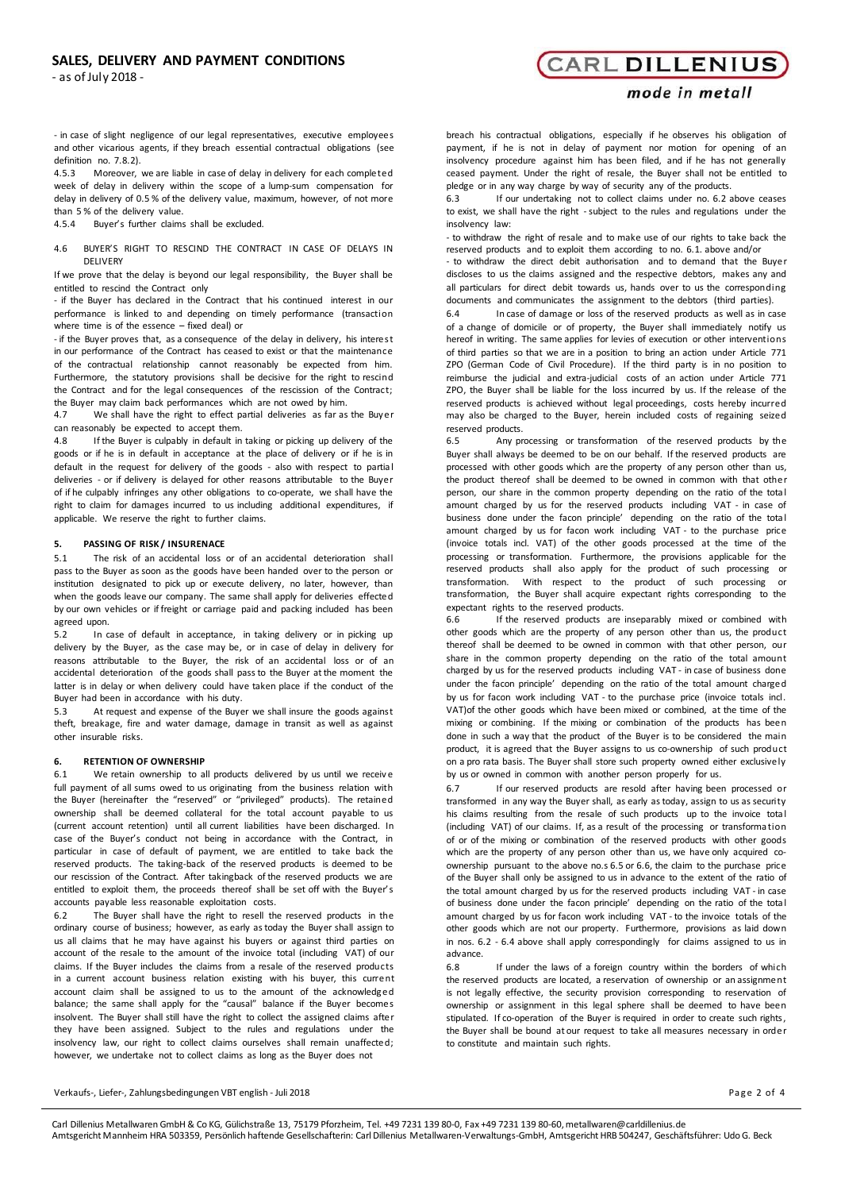- in case of slight negligence of our legal representatives, executive employees and other vicarious agents, if they breach essential contractual obligations (see definition no. 7.8.2).

4.5.3 Moreover, we are liable in case of delay in delivery for each completed week of delay in delivery within the scope of a lump-sum compensation for delay in delivery of 0.5 % of the delivery value, maximum, however, of not more than 5 % of the delivery value.

4.5.4 Buyer's further claims shall be excluded.

4.6 BUYER'S RIGHT TO RESCIND THE CONTRACT IN CASE OF DELAYS IN DELIVERY

If we prove that the delay is beyond our legal responsibility, the Buyer shall be entitled to rescind the Contract only

- if the Buyer has declared in the Contract that his continued interest in our performance is linked to and depending on timely performance (transaction where time is of the essence – fixed deal) or
- if the Buyer proves that, as a consequence of the delay in delivery, his interest in our performance of the Contract has ceased to exist or that the maintenance of the contractual relationship cannot reasonably be expected from him.

Furthermore, the statutory provisions shall be decisive for the right to rescind the Contract and for the legal consequences of the rescission of the Contract; the Buyer may claim back performances which are not owed by him.

4.7 We shall have the right to effect partial deliveries as far as the Buyer can reasonably be expected to accept them.

4.8 If the Buyer is culpably in default in taking or picking up delivery of the goods or if he is in default in acceptance at the place of delivery or if he is in default in the request for delivery of the goods - also with respect to partial deliveries - or if delivery is delayed for other reasons attributable to the Buyer of if he culpably infringes any other obligations to co-operate, we shall have the right to claim for damages incurred to us including additional expenditures, if applicable. We reserve the right to further claims.

## 5. PASSING OF RISK / INSURENACE

5.1 The risk of an accidental loss or of an accidental deterioration shall pass to the Buyer as soon as the goods have been handed over to the person or institution designated to pick up or execute delivery, no later, however, than when the goods leave our company. The same shall apply for deliveries effected by our own vehicles or if freight or carriage paid and packing included has been agreed upon.

5.2 In case of default in acceptance, in taking delivery or in picking up delivery by the Buyer, as the case may be, or in case of delay in delivery for reasons attributable to the Buyer, the risk of an accidental loss or of an accidental deterioration of the goods shall pass to the Buyer at the moment the latter is in delay or when delivery could have taken place if the conduct of the Buyer had been in accordance with his duty.

5.3 At request and expense of the Buyer we shall insure the goods against theft, breakage, fire and water damage, damage in transit as well as against other insurable risks.

## 6. RETENTION OF OWNERSHIP

6.1 We retain ownership to all products delivered by us until we receive full payment of all sums owed to us originating from the business relation with the Buyer (hereinafter the "reserved" or "privileged" products). The retained ownership shall be deemed collateral for the total account payable to us (current account retention) until all current liabilities have been discharged. In case of the Buyer's conduct not being in accordance with the Contract, in particular in case of default of payment, we are entitled to take back the reserved products. The taking-back of the reserved products is deemed to be our rescission of the Contract. After takingback of the reserved products we are entitled to exploit them, the proceeds thereof shall be set off with the Buyer's accounts payable less reasonable exploitation costs.

6.2 The Buyer shall have the right to resell the reserved products in the ordinary course of business; however, as early as today the Buyer shall assign to us all claims that he may have against his buyers or against third parties on account of the resale to the amount of the invoice total (including VAT) of our claims. If the Buyer includes the claims from a resale of the reserved products in a current account business relation existing with his buyer, this current account claim shall be assigned to us to the amount of the acknowledged balance; the same shall apply for the "causal" balance if the Buyer becomes insolvent. The Buyer shall still have the right to collect the assigned claims after they have been assigned. Subject to the rules and regulations under the insolvency law, our right to collect claims ourselves shall remain unaffected; however, we undertake not to collect claims as long as the Buyer does not breach his contractual obligations, especially if he observes his obligation of payment, if he is not in delay of payment nor motion for opening of an insolvency procedure against him has been filed, and if he has not generally ceased payment. Under the right of resale, the Buyer shall not be entitled to pledge or in any way charge by way of security any of the products.

6.3 If our undertaking not to collect claims under no. 6.2 above ceases to exist, we shall have the right - subject to the rules and regulations under the insolvency law:

- to withdraw the right of resale and to make use of our rights to take back the reserved products and to exploit them according to no. 6.1. above and/or
- to withdraw the direct debit authorisation and to demand that the Buyer discloses to us the claims assigned and the respective debtors, makes any and all particulars for direct debit towards us, hands over to us the corresponding documents and communicates the assignment to the debtors (third parties).

6.4 In case of damage or loss of the reserved products as well as in case of a change of domicile or of property, the Buyer shall immediately notify us hereof in writing. The same applies for levies of execution or other interventions of third parties so that we are in a position to bring an action under Article 771 ZPO (German Code of Civil Procedure). If the third party is in no position to reimburse the judicial and extra-judicial costs of an action under Article 771 ZPO, the Buyer shall be liable for the loss incurred by us. If the release of the reserved products is achieved without legal proceedings, costs hereby incurred may also be charged to the Buyer, herein included costs of regaining seized reserved products.

6.5 Any processing or transformation of the reserved products by the Buyer shall always be deemed to be on our behalf. If the reserved products are processed with other goods which are the property of any person other than us, the product thereof shall be deemed to be owned in common with that other person, our share in the common property depending on the ratio of the total amount charged by us for the reserved products including VAT - in case of business done under the facon principle' depending on the ratio of the total amount charged by us for facon work including VAT - to the purchase price (invoice totals incl. VAT) of the other goods processed at the time of the processing or transformation. Furthermore, the provisions applicable for the reserved products shall also apply for the product of such processing or transformation. With respect to the product of such processing or transformation, the Buyer shall acquire expectant rights corresponding to the expectant rights to the reserved products.

6.6 If the reserved products are inseparably mixed or combined with other goods which are the property of any person other than us, the product thereof shall be deemed to be owned in common with that other person, our share in the common property depending on the ratio of the total amount charged by us for the reserved products including VAT - in case of business done under the facon principle' depending on the ratio of the total amount charged by us for facon work including VAT - to the purchase price (invoice totals incl. VAT)of the other goods which have been mixed or combined, at the time of the mixing or combining. If the mixing or combination of the products has been done in such a way that the product of the Buyer is to be considered the main product, it is agreed that the Buyer assigns to us co-ownership of such product on a pro rata basis. The Buyer shall store such property owned either exclusively by us or owned in common with another person properly for us.

6.7 If our reserved products are resold after having been processed or transformed in any way the Buyer shall, as early as today, assign to us as security his claims resulting from the resale of such products up to the invoice total (including VAT) of our claims. If, as a result of the processing or transformation of or of the mixing or combination of the reserved products with other goods which are the property of any person other than us, we have only acquired co-ownership pursuant to the above no.s 6.5 or 6.6, the claim to the purchase price of the Buyer shall only be assigned to us in advance to the extent of the ratio of the total amount charged by us for the reserved products including VAT - in case of business done under the facon principle' depending on the ratio of the total amount charged by us for facon work including VAT - to the invoice totals of the other goods which are not our property. Furthermore, provisions as laid down in nos. 6.2 - 6.4 above shall apply correspondingly for claims assigned to us in advance.

6.8 If under the laws of a foreign country within the borders of which the reserved products are located, a reservation of ownership or an assignment is not legally effective, the security provision corresponding to reservation of ownership or assignment in this legal sphere shall be deemed to have been stipulated. If co-operation of the Buyer is required in order to create such rights, the Buyer shall be bound at our request to take all measures necessary in order to constitute and maintain such rights.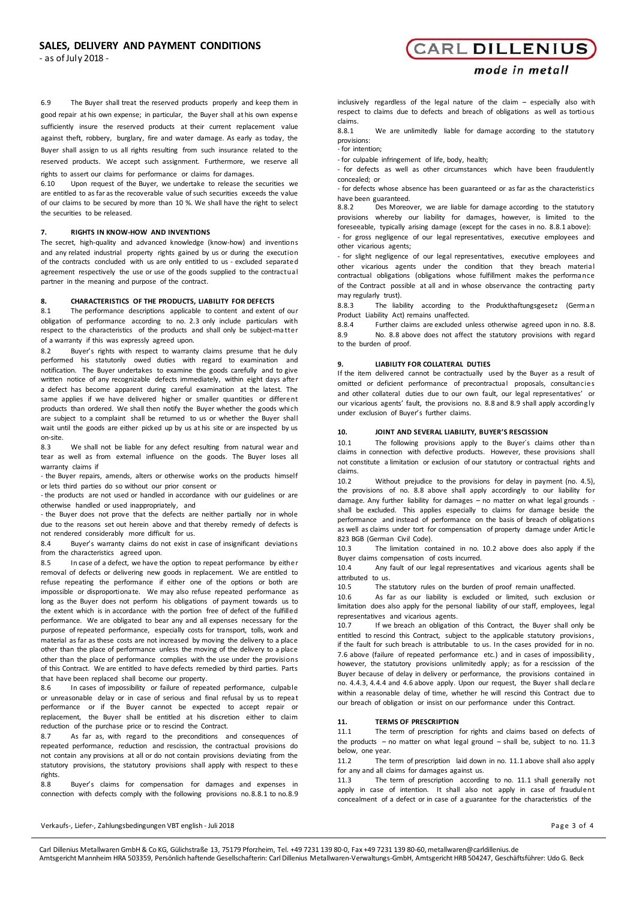6.9 The Buyer shall treat the reserved products properly and keep them in good repair at his own expense; in particular, the Buyer shall at his own expense sufficiently insure the reserved products at their current replacement value against theft, robbery, burglary, fire and water damage. As early as today, the Buyer shall assign to us all rights resulting from such insurance related to the reserved products. We accept such assignment. Furthermore, we reserve all rights to assert our claims for performance or claims for damages.

6.10 Upon request of the Buyer, we undertake to release the securities we are entitled to as far as the recoverable value of such securities exceeds the value of our claims to be secured by more than 10 %. We shall have the right to select the securities to be released.

## 7. RIGHTS IN KNOW-HOW AND INVENTIONS

The secret, high-quality and advanced knowledge (know-how) and inventions and any related industrial property rights gained by us or during the execution of the contracts concluded with us are only entitled to us - excluded separated agreement respectively the use or use of the goods supplied to the contractual partner in the meaning and purpose of the contract.

## 8. CHARACTERISTICS OF THE PRODUCTS, LIABILITY FOR DEFECTS

8.1 The performance descriptions applicable to content and extent of our obligation of performance according to no. 2.3 only include particulars with respect to the characteristics of the products and shall only be subject-matter of a warranty if this was expressly agreed upon.

8.2 Buyer's rights with respect to warranty claims presume that he duly performed his statutorily owed duties with regard to examination and notification. The Buyer undertakes to examine the goods carefully and to give written notice of any recognizable defects immediately, within eight days after a defect has become apparent during careful examination at the latest. The same applies if we have delivered higher or smaller quantities or different products than ordered. We shall then notify the Buyer whether the goods which are subject to a complaint shall be returned to us or whether the Buyer shall wait until the goods are either picked up by us at his site or are inspected by us on-site.

8.3 We shall not be liable for any defect resulting from natural wear and tear as well as from external influence on the goods. The Buyer loses all warranty claims if

- the Buyer repairs, amends, alters or otherwise works on the products himself or lets third parties do so without our prior consent or
- the products are not used or handled in accordance with our guidelines or are otherwise handled or used inappropriately, and
- the Buyer does not prove that the defects are neither partially nor in whole due to the reasons set out herein above and that thereby remedy of defects is not rendered considerably more difficult for us.

8.4 Buyer's warranty claims do not exist in case of insignificant deviations from the characteristics agreed upon.

8.5 In case of a defect, we have the option to repeat performance by either removal of defects or delivering new goods in replacement. We are entitled to refuse repeating the performance if either one of the options or both are impossible or disproportionate. We may also refuse repeated performance as long as the Buyer does not perform his obligations of payment towards us to the extent which is in accordance with the portion free of defect of the fulfilled performance. We are obligated to bear any and all expenses necessary for the purpose of repeated performance, especially costs for transport, tolls, work and material as far as these costs are not increased by moving the delivery to a place other than the place of performance unless the moving of the delivery to a place other than the place of performance complies with the use under the provisions of this Contract. We are entitled to have defects remedied by third parties. Parts that have been replaced shall become our property.

8.6 In cases of impossibility or failure of repeated performance, culpable or unreasonable delay or in case of serious and final refusal by us to repeat performance or if the Buyer cannot be expected to accept repair or replacement, the Buyer shall be entitled at his discretion either to claim reduction of the purchase price or to rescind the Contract.

8.7 As far as, with regard to the preconditions and consequences of repeated performance, reduction and rescission, the contractual provisions do not contain any provisions at all or do not contain provisions deviating from the statutory provisions, the statutory provisions shall apply with respect to these rights.

8.8 Buyer's claims for compensation for damages and expenses in connection with defects comply with the following provisions no. 8.8.1 to no. 8.9 inclusively regardless of the legal nature of the claim – especially also with respect to claims due to defects and breach of obligations as well as tortious claims.

8.8.1 We are unlimitedly liable for damage according to the statutory provisions:

- for intention;
- for culpable infringement of life, body, health;
- for defects as well as other circumstances which have been fraudulently concealed; or
- for defects whose absence has been guaranteed or as far as the characteristics have been guaranteed.

8.8.2 Des Moreover, we are liable for damage according to the statutory provisions whereby our liability for damages, however, is limited to the foreseeable, typically arising damage (except for the cases in no. 8.8.1 above):

- for gross negligence of our legal representatives, executive employees and other vicarious agents;
- for slight negligence of our legal representatives, executive employees and other vicarious agents under the condition that they breach material contractual obligations (obligations whose fulfillment makes the performance of the Contract possible at all and in whose observance the contracting party may regularly trust).

8.8.3 The liability according to the Produkthaftungsgesetz (German Product Liability Act) remains unaffected.

8.8.4 Further claims are excluded unless otherwise agreed upon in no. 8.8.

8.9 No. 8.8 above does not affect the statutory provisions with regard to the burden of proof.

## 9. LIABILITY FOR COLLATERAL DUTIES

If the item delivered cannot be contractually used by the Buyer as a result of omitted or deficient performance of precontractual proposals, consultancies and other collateral duties due to our own fault, our legal representatives' or our vicarious agents' fault, the provisions no. 8.8 and 8.9 shall apply accordingly under exclusion of Buyer's further claims.

## 10. JOINT AND SEVERAL LIABILITY, BUYER'S RESCISSION

10.1 The following provisions apply to the Buyer's claims other than claims in connection with defective products. However, these provisions shall not constitute a limitation or exclusion of our statutory or contractual rights and claims.

10.2 Without prejudice to the provisions for delay in payment (no. 4.5), the provisions of no. 8.8 above shall apply accordingly to our liability for damage. Any further liability for damages – no matter on what legal grounds - shall be excluded. This applies especially to claims for damage beside the performance and instead of performance on the basis of breach of obligations as well as claims under tort for compensation of property damage under Article 823 BGB (German Civil Code).

10.3 The limitation contained in no. 10.2 above does also apply if the Buyer claims compensation of costs incurred.

10.4 Any fault of our legal representatives and vicarious agents shall be attributed to us.

10.5 The statutory rules on the burden of proof remain unaffected.

10.6 As far as our liability is excluded or limited, such exclusion or limitation does also apply for the personal liability of our staff, employees, legal representatives and vicarious agents.

10.7 If we breach an obligation of this Contract, the Buyer shall only be entitled to rescind this Contract, subject to the applicable statutory provisions, if the fault for such breach is attributable to us. In the cases provided for in no. 7.6 above (failure of repeated performance etc.) and in cases of impossibility, however, the statutory provisions unlimitedly apply; as for a rescission of the Buyer because of delay in delivery or performance, the provisions contained in no. 4.4.3, 4.4.4 and 4.6 above apply. Upon our request, the Buyer shall declare within a reasonable delay of time, whether he will rescind this Contract due to our breach of obligation or insist on our performance under this Contract.

## 11. TERMS OF PRESCRIPTION

11.1 The term of prescription for rights and claims based on defects of the products – no matter on what legal ground – shall be, subject to no. 11.3 below, one year.

11.2 The term of prescription laid down in no. 11.1 above shall also apply for any and all claims for damages against us.

11.3 The term of prescription according to no. 11.1 shall generally not apply in case of intention. It shall also not apply in case of fraudulent concealment of a defect or in case of a guarantee for the characteristics of the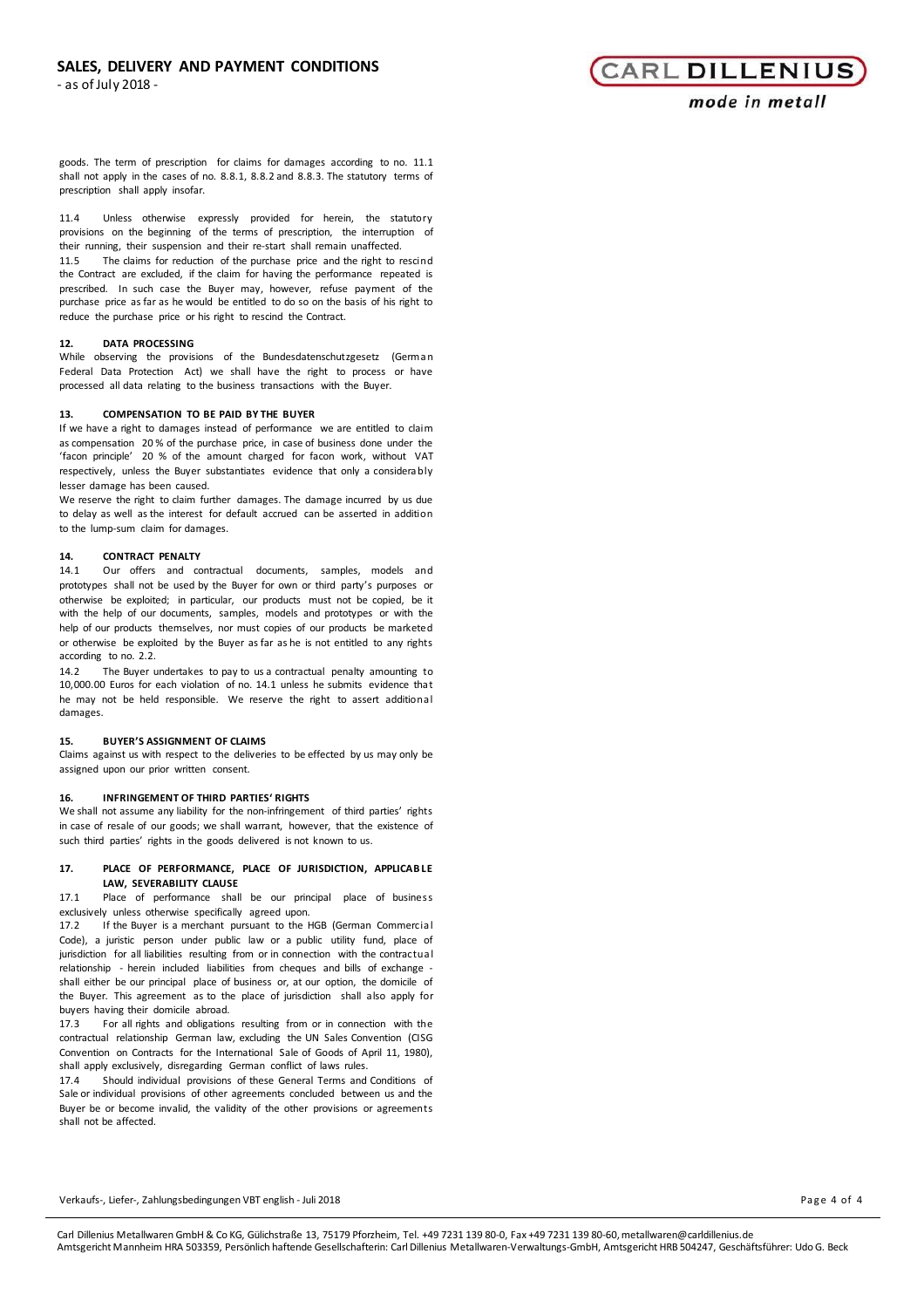goods. The term of prescription for claims for damages according to no. 11.1 shall not apply in the cases of no. 8.8.1, 8.8.2 and 8.8.3. The statutory terms of prescription shall apply insofar.

11.4 Unless otherwise expressly provided for herein, the statutory provisions on the beginning of the terms of prescription, the interruption of their running, their suspension and their re-start shall remain unaffected.

11.5 The claims for reduction of the purchase price and the right to rescind the Contract are excluded, if the claim for having the performance repeated is prescribed. In such case the Buyer may, however, refuse payment of the purchase price as far as he would be entitled to do so on the basis of his right to reduce the purchase price or his right to rescind the Contract.

## 12. DATA PROCESSING

While observing the provisions of the Bundesdatenschutzgesetz (German Federal Data Protection Act) we shall have the right to process or have processed all data relating to the business transactions with the Buyer.

## 13. COMPENSATION TO BE PAID BY THE BUYER

If we have a right to damages instead of performance we are entitled to claim as compensation 20 % of the purchase price, in case of business done under the 'facon principle' 20 % of the amount charged for facon work, without VAT respectively, unless the Buyer substantiates evidence that only a considerably lesser damage has been caused.

We reserve the right to claim further damages. The damage incurred by us due to delay as well as the interest for default accrued can be asserted in addition to the lump-sum claim for damages.

## 14. CONTRACT PENALTY

14.1 Our offers and contractual documents, samples, models and prototypes shall not be used by the Buyer for own or third party's purposes or otherwise be exploited; in particular, our products must not be copied, be it with the help of our documents, samples, models and prototypes or with the help of our products themselves, nor must copies of our products be marketed or otherwise be exploited by the Buyer as far as he is not entitled to any rights according to no. 2.2.

14.2 The Buyer undertakes to pay to us a contractual penalty amounting to 10,000.00 Euros for each violation of no. 14.1 unless he submits evidence that he may not be held responsible. We reserve the right to assert additional damages.

## 15. BUYER'S ASSIGNMENT OF CLAIMS

Claims against us with respect to the deliveries to be effected by us may only be assigned upon our prior written consent.

## 16. INFRINGEMENT OF THIRD PARTIES' RIGHTS

We shall not assume any liability for the non-infringement of third parties' rights in case of resale of our goods; we shall warrant, however, that the existence of such third parties' rights in the goods delivered is not known to us.

## 17. PLACE OF PERFORMANCE, PLACE OF JURISDICTION, APPLICABLE LAW, SEVERABILITY CLAUSE

17.1 Place of performance shall be our principal place of business exclusively unless otherwise specifically agreed upon.

17.2 If the Buyer is a merchant pursuant to the HGB (German Commercial Code), a juristic person under public law or a public utility fund, place of jurisdiction for all liabilities resulting from or in connection with the contractual relationship - herein included liabilities from cheques and bills of exchange - shall either be our principal place of business or, at our option, the domicile of the Buyer. This agreement as to the place of jurisdiction shall also apply for buyers having their domicile abroad.

17.3 For all rights and obligations resulting from or in connection with the contractual relationship German law, excluding the UN Sales Convention (CISG Convention on Contracts for the International Sale of Goods of April 11, 1980), shall apply exclusively, disregarding German conflict of laws rules.

17.4 Should individual provisions of these General Terms and Conditions of Sale or individual provisions of other agreements concluded between us and the Buyer be or become invalid, the validity of the other provisions or agreements shall not be affected.